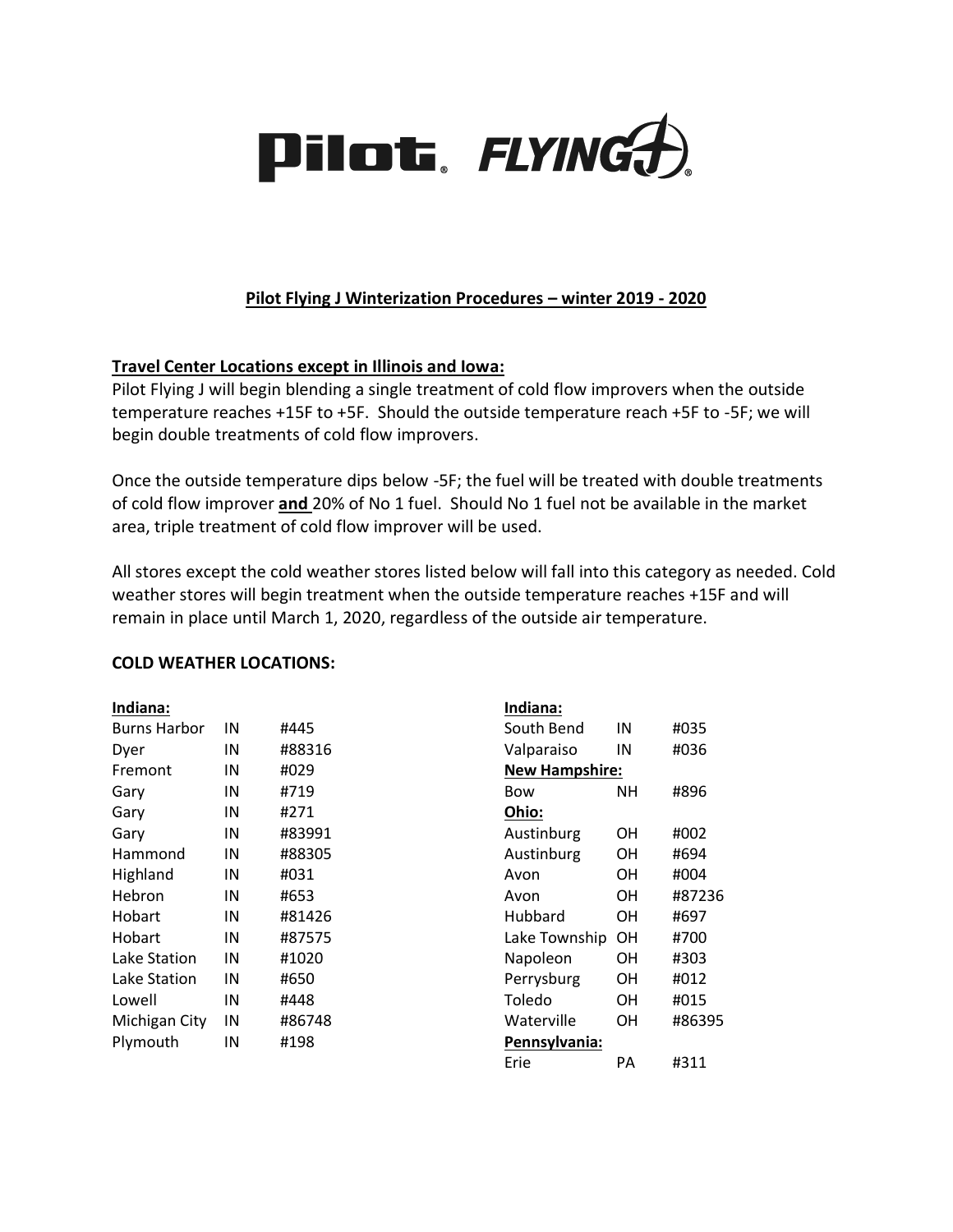Pilot FLYING J

## Pilot Flying J Winterization Procedures – winter 2019 - 2020

### Travel Center Locations except in Illinois and Iowa:

Pilot Flying J will begin blending a single treatment of cold flow improvers when the outside temperature reaches +15F to +5F. Should the outside temperature reach +5F to -5F; we will begin double treatments of cold flow improvers.

Once the outside temperature dips below -5F; the fuel will be treated with double treatments of cold flow improver **and** 20% of No 1 fuel. Should No 1 fuel not be available in the market area, triple treatment of cold flow improver will be used.

All stores except the cold weather stores listed below will fall into this category as needed. Cold weather stores will begin treatment when the outside temperature reaches +15F and will remain in place until March 1, 2020, regardless of the outside air temperature.

### COLD WEATHER LOCATIONS:

**Indiana:**

| | | |
|---|---|---|
| Burns Harbor | IN | #445 |
| Dyer | IN | #88316 |
| Fremont | IN | #029 |
| Gary | IN | #719 |
| Gary | IN | #271 |
| Gary | IN | #83991 |
| Hammond | IN | #88305 |
| Highland | IN | #031 |
| Hebron | IN | #653 |
| Hobart | IN | #81426 |
| Hobart | IN | #87575 |
| Lake Station | IN | #1020 |
| Lake Station | IN | #650 |
| Lowell | IN | #448 |
| Michigan City | IN | #86748 |
| Plymouth | IN | #198 |
| South Bend | IN | #035 |
| Valparaiso | IN | #036 |

**New Hampshire:**

| | | |
|---|---|---|
| Bow | NH | #896 |

**Ohio:**

| | | |
|---|---|---|
| Austinburg | OH | #002 |
| Austinburg | OH | #694 |
| Avon | OH | #004 |
| Avon | OH | #87236 |
| Hubbard | OH | #697 |
| Lake Township | OH | #700 |
| Napoleon | OH | #303 |
| Perrysburg | OH | #012 |
| Toledo | OH | #015 |
| Waterville | OH | #86395 |

**Pennsylvania:**

| | | |
|---|---|---|
| Erie | PA | #311 |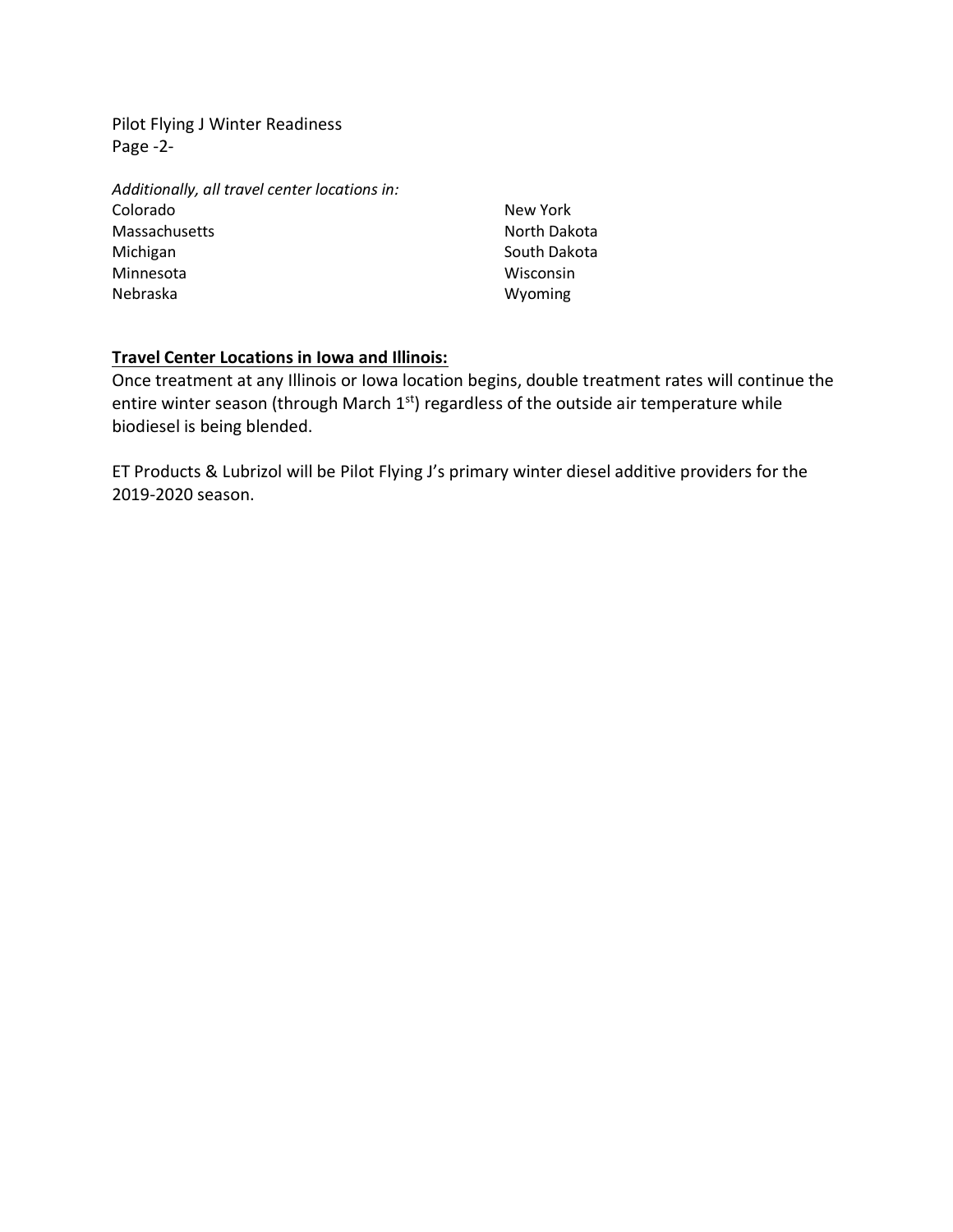*Additionally, all travel center locations in:*

- Colorado
- Massachusetts
- Michigan
- Minnesota
- Nebraska
- New York
- North Dakota
- South Dakota
- Wisconsin
- Wyoming

**Travel Center Locations in Iowa and Illinois:**

Once treatment at any Illinois or Iowa location begins, double treatment rates will continue the entire winter season (through March 1st) regardless of the outside air temperature while biodiesel is being blended.

ET Products & Lubrizol will be Pilot Flying J's primary winter diesel additive providers for the 2019-2020 season.